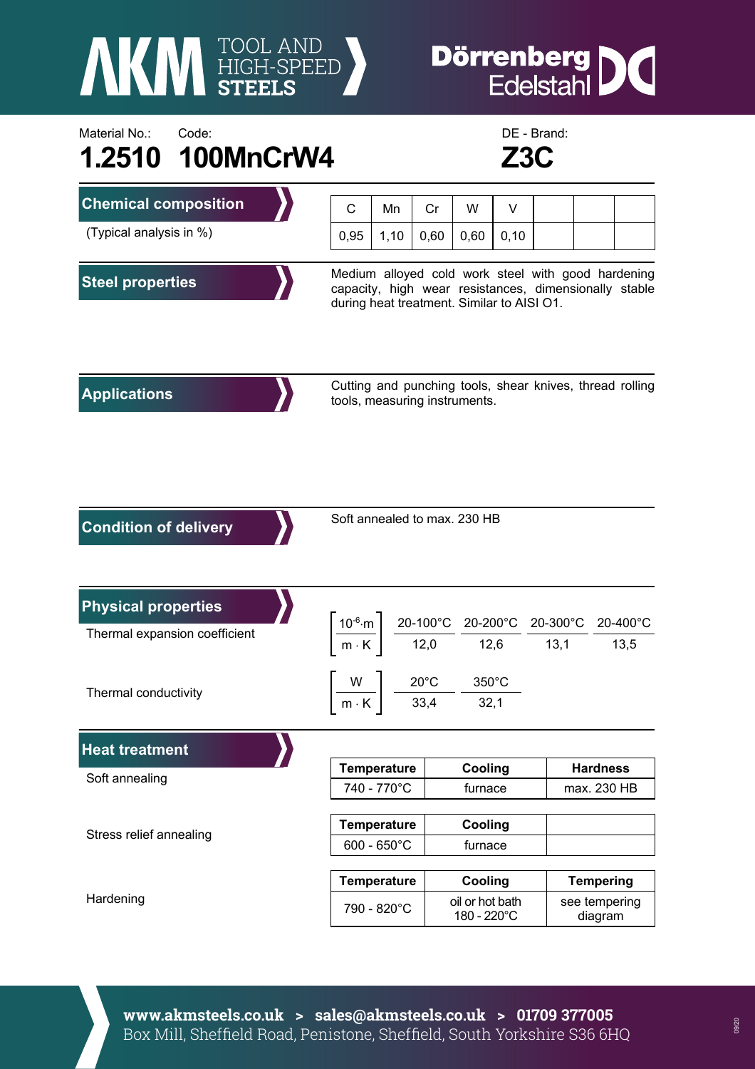AKM TOOL AND HIGH-SPEED STEELS

Dörrenberg Edelstahl

Material No.: **1.2510**

Code: **100MnCrW4**

DE - Brand: **Z3C**

## Chemical composition

(Typical analysis in %)

| C | Mn | Cr | W | V |
|---|---|---|---|---|
| 0,95 | 1,10 | 0,60 | 0,60 | 0,10 |

## Steel properties

Medium alloyed cold work steel with good hardening capacity, high wear resistances, dimensionally stable during heat treatment. Similar to AISI O1.

## Applications

Cutting and punching tools, shear knives, thread rolling tools, measuring instruments.

## Condition of delivery

Soft annealed to max. 230 HB

## Physical properties

Thermal expansion coefficient

| $\left[\frac{10^{-6} \cdot m}{m \cdot K}\right]$ | 20-100°C | 20-200°C | 20-300°C | 20-400°C |
|---|---|---|---|---|
| | 12,0 | 12,6 | 13,1 | 13,5 |

Thermal conductivity

| $\left[\frac{W}{m \cdot K}\right]$ | 20°C | 350°C |
|---|---|---|
| | 33,4 | 32,1 |

## Heat treatment

Soft annealing

| Temperature | Cooling | Hardness |
|---|---|---|
| 740 - 770°C | furnace | max. 230 HB |

Stress relief annealing

| Temperature | Cooling |
|---|---|
| 600 - 650°C | furnace |

Hardening

| Temperature | Cooling | Tempering |
|---|---|---|
| 790 - 820°C | oil or hot bath 180 - 220°C | see tempering diagram |

**www.akmsteels.co.uk > sales@akmsteels.co.uk > 01709 377005**

Box Mill, Sheffield Road, Penistone, Sheffield, South Yorkshire S36 6HQ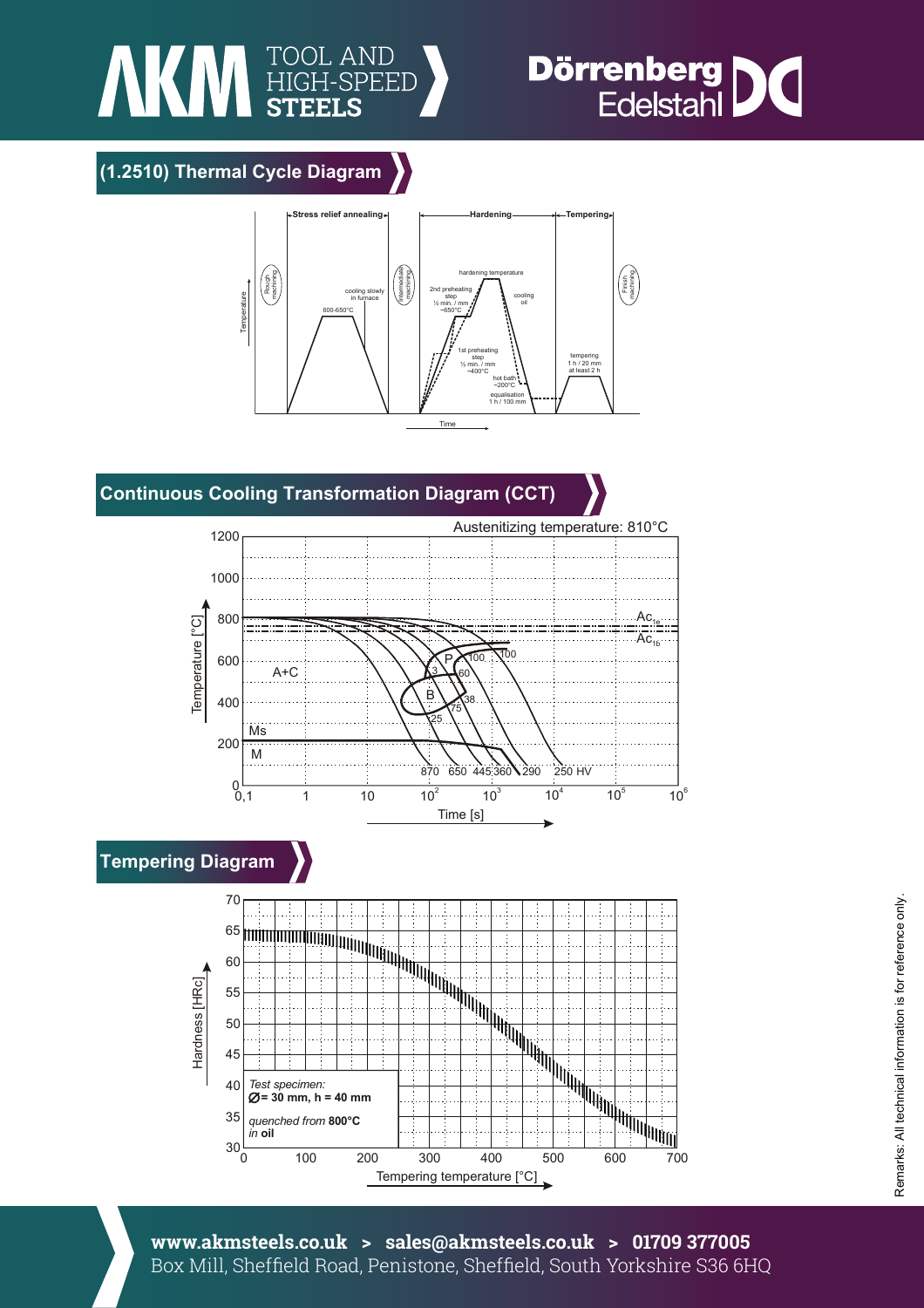## (1.2510) Thermal Cycle Diagram

Stress relief annealing
Hardening
Tempering
Temperature
Rough machining
cooling slowly in furnace
600-650°C
Intermediate machining
hardening temperature
2nd preheating step
½ min. / mm
~650°C
cooling oil
1st preheating step
½ min. / mm
~400°C
hot bath
~200°C
equalisation
1 h / 100 mm
tempering
1 h / 20 mm
at least 2 h
Finish machining
Time

## Continuous Cooling Transformation Diagram (CCT)

Austenitizing temperature: 810°C
1200
1000
800
600
400
200
0
Temperature [°C]
$Ac_{1e}$
$Ac_{1b}$
A+C
P
B
Ms
M
3
100
100
60
38
75
25
870 650 445 360 290 250 HV
0,1 1 10 $10^2$ $10^3$ $10^4$ $10^5$ $10^6$
Time [s]

## Tempering Diagram

70
65
60
55
50
45
40
35
30
Hardness [HRc]
*Test specimen:*
**Ø= 30 mm, h = 40 mm**
*quenched from* **800°C**
*in* **oil**
0 100 200 300 400 500 600 700
Tempering temperature [°C]

Remarks: All technical information is for reference only.

**www.akmsteels.co.uk > sales@akmsteels.co.uk > 01709 377005**
Box Mill, Sheffield Road, Penistone, Sheffield, South Yorkshire S36 6HQ